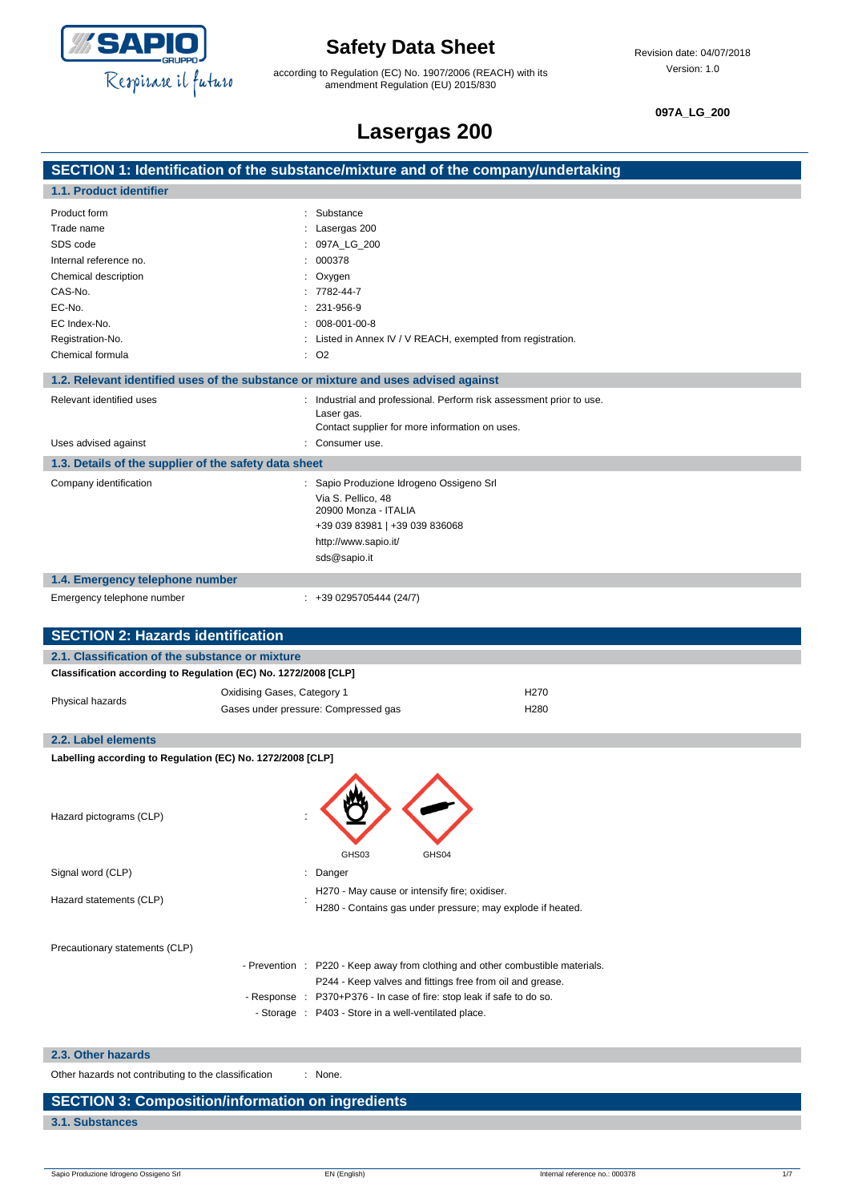# Safety Data Sheet

according to Regulation (EC) No. 1907/2006 (REACH) with its amendment Regulation (EU) 2015/830

Revision date: 04/07/2018
Version: 1.0

**097A_LG_200**

# Lasergas 200

## SECTION 1: Identification of the substance/mixture and of the company/undertaking

### 1.1. Product identifier

| | |
|---|---|
| Product form | : Substance |
| Trade name | : Lasergas 200 |
| SDS code | : 097A_LG_200 |
| Internal reference no. | : 000378 |
| Chemical description | : Oxygen |
| CAS-No. | : 7782-44-7 |
| EC-No. | : 231-956-9 |
| EC Index-No. | : 008-001-00-8 |
| Registration-No. | : Listed in Annex IV / V REACH, exempted from registration. |
| Chemical formula | : $O_2$ |

### 1.2. Relevant identified uses of the substance or mixture and uses advised against

| | |
|---|---|
| Relevant identified uses | : Industrial and professional. Perform risk assessment prior to use. Laser gas. Contact supplier for more information on uses. |
| Uses advised against | : Consumer use. |

### 1.3. Details of the supplier of the safety data sheet

Company identification : Sapio Produzione Idrogeno Ossigeno Srl
Via S. Pellico, 48
20900 Monza - ITALIA
+39 039 83981 | +39 039 836068
http://www.sapio.it/
sds@sapio.it

### 1.4. Emergency telephone number

Emergency telephone number : +39 0295705444 (24/7)

## SECTION 2: Hazards identification

### 2.1. Classification of the substance or mixture

**Classification according to Regulation (EC) No. 1272/2008 [CLP]**

| | | |
|---|---|---|
| Physical hazards | Oxidising Gases, Category 1 | H270 |
| | Gases under pressure: Compressed gas | H280 |

### 2.2. Label elements

**Labelling according to Regulation (EC) No. 1272/2008 [CLP]**

Hazard pictograms (CLP) : GHS03 GHS04

Signal word (CLP) : Danger

Hazard statements (CLP) :
H270 - May cause or intensify fire; oxidiser.
H280 - Contains gas under pressure; may explode if heated.

Precautionary statements (CLP)

- Prevention : P220 - Keep away from clothing and other combustible materials.
P244 - Keep valves and fittings free from oil and grease.
- Response : P370+P376 - In case of fire: stop leak if safe to do so.
- Storage : P403 - Store in a well-ventilated place.

### 2.3. Other hazards

Other hazards not contributing to the classification : None.

## SECTION 3: Composition/information on ingredients

### 3.1. Substances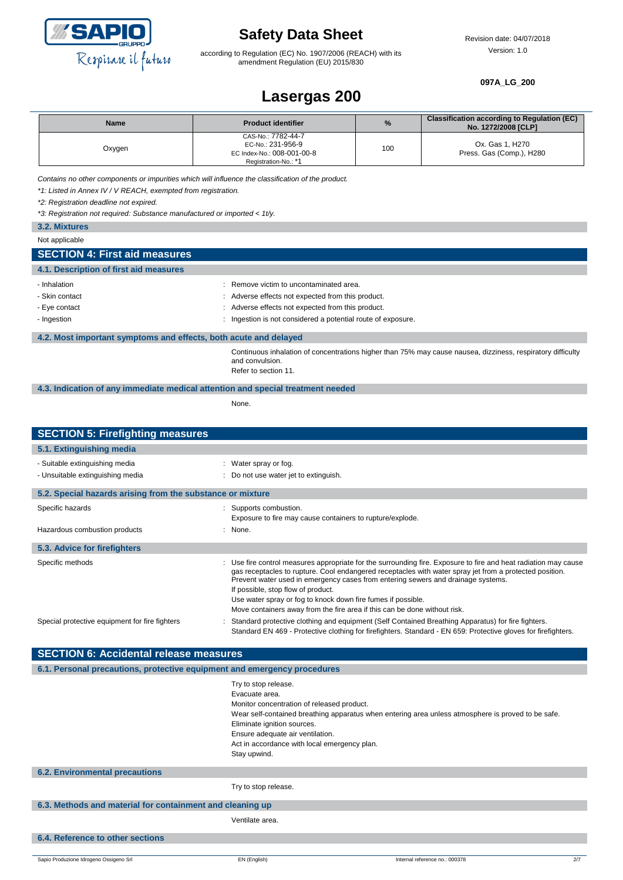# Lasergas 200

| Name | Product identifier | % | Classification according to Regulation (EC) No. 1272/2008 [CLP] |
|---|---|---|---|
| Oxygen | CAS-No.: 7782-44-7<br>EC-No.: 231-956-9<br>EC Index-No.: 008-001-00-8<br>Registration-No.: *1 | 100 | Ox. Gas 1, H270<br>Press. Gas (Comp.), H280 |

*Contains no other components or impurities which will influence the classification of the product.*

*\*1: Listed in Annex IV / V REACH, exempted from registration.*

*\*2: Registration deadline not expired.*

*\*3: Registration not required: Substance manufactured or imported < 1t/y.*

### 3.2. Mixtures

Not applicable

## SECTION 4: First aid measures

### 4.1. Description of first aid measures

- Inhalation : Remove victim to uncontaminated area.
- Skin contact : Adverse effects not expected from this product.
- Eye contact : Adverse effects not expected from this product.
- Ingestion : Ingestion is not considered a potential route of exposure.

### 4.2. Most important symptoms and effects, both acute and delayed

Continuous inhalation of concentrations higher than 75% may cause nausea, dizziness, respiratory difficulty and convulsion.
Refer to section 11.

### 4.3. Indication of any immediate medical attention and special treatment needed

None.

## SECTION 5: Firefighting measures

### 5.1. Extinguishing media

- Suitable extinguishing media : Water spray or fog.
- Unsuitable extinguishing media : Do not use water jet to extinguish.

### 5.2. Special hazards arising from the substance or mixture

Specific hazards : Supports combustion.
Exposure to fire may cause containers to rupture/explode.

Hazardous combustion products : None.

### 5.3. Advice for firefighters

Specific methods : Use fire control measures appropriate for the surrounding fire. Exposure to fire and heat radiation may cause gas receptacles to rupture. Cool endangered receptacles with water spray jet from a protected position. Prevent water used in emergency cases from entering sewers and drainage systems.
If possible, stop flow of product.
Use water spray or fog to knock down fire fumes if possible.
Move containers away from the fire area if this can be done without risk.

Special protective equipment for fire fighters : Standard protective clothing and equipment (Self Contained Breathing Apparatus) for fire fighters.
Standard EN 469 - Protective clothing for firefighters. Standard - EN 659: Protective gloves for firefighters.

## SECTION 6: Accidental release measures

### 6.1. Personal precautions, protective equipment and emergency procedures

Try to stop release.
Evacuate area.
Monitor concentration of released product.
Wear self-contained breathing apparatus when entering area unless atmosphere is proved to be safe.
Eliminate ignition sources.
Ensure adequate air ventilation.
Act in accordance with local emergency plan.
Stay upwind.

### 6.2. Environmental precautions

Try to stop release.

### 6.3. Methods and material for containment and cleaning up

Ventilate area.

### 6.4. Reference to other sections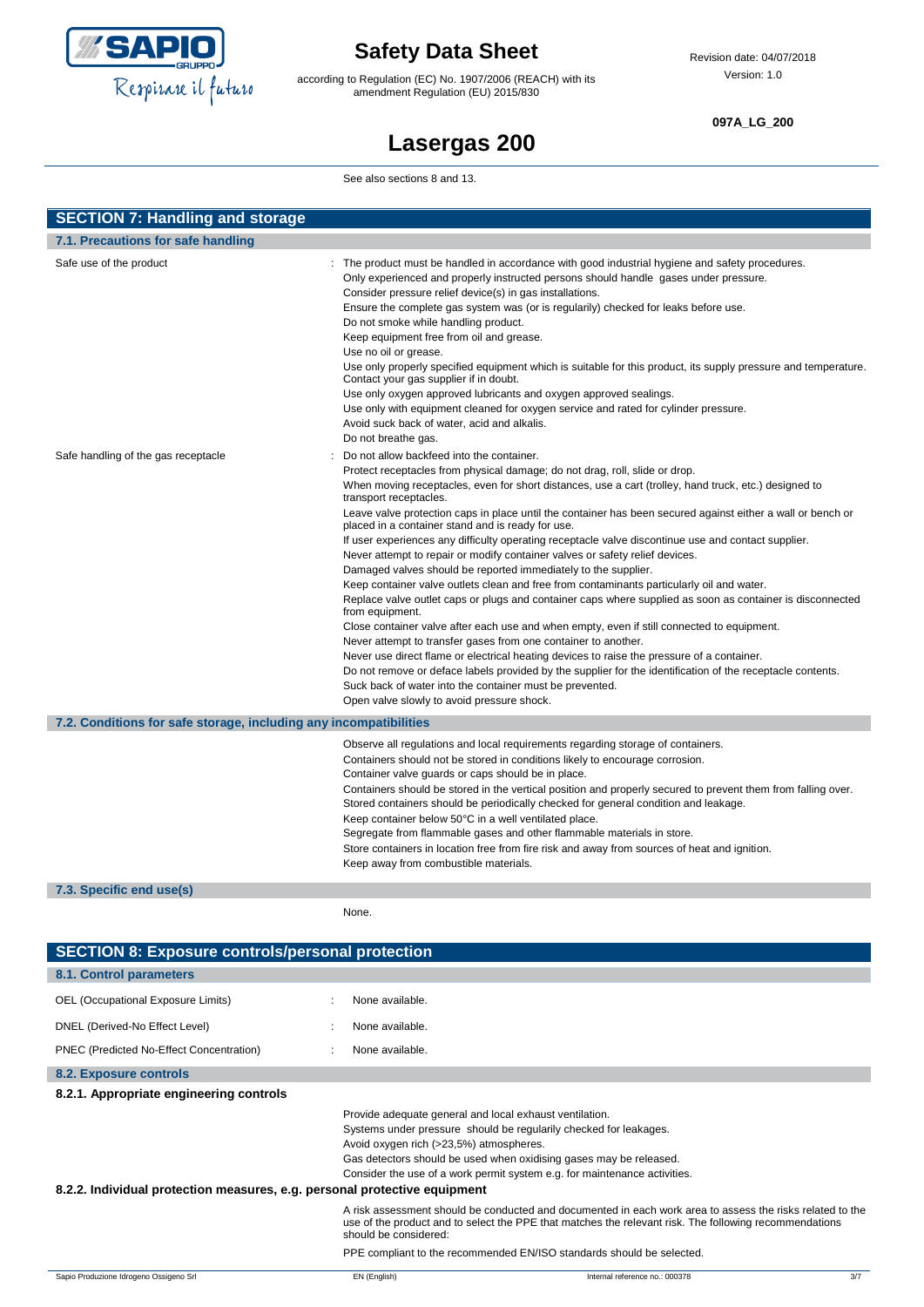See also sections 8 and 13.

## SECTION 7: Handling and storage

### 7.1. Precautions for safe handling

Safe use of the product : The product must be handled in accordance with good industrial hygiene and safety procedures.
Only experienced and properly instructed persons should handle gases under pressure.
Consider pressure relief device(s) in gas installations.
Ensure the complete gas system was (or is regularily) checked for leaks before use.
Do not smoke while handling product.
Keep equipment free from oil and grease.
Use no oil or grease.
Use only properly specified equipment which is suitable for this product, its supply pressure and temperature. Contact your gas supplier if in doubt.
Use only oxygen approved lubricants and oxygen approved sealings.
Use only with equipment cleaned for oxygen service and rated for cylinder pressure.
Avoid suck back of water, acid and alkalis.
Do not breathe gas.

Safe handling of the gas receptacle : Do not allow backfeed into the container.
Protect receptacles from physical damage; do not drag, roll, slide or drop.
When moving receptacles, even for short distances, use a cart (trolley, hand truck, etc.) designed to transport receptacles.
Leave valve protection caps in place until the container has been secured against either a wall or bench or placed in a container stand and is ready for use.
If user experiences any difficulty operating receptacle valve discontinue use and contact supplier.
Never attempt to repair or modify container valves or safety relief devices.
Damaged valves should be reported immediately to the supplier.
Keep container valve outlets clean and free from contaminants particularly oil and water.
Replace valve outlet caps or plugs and container caps where supplied as soon as container is disconnected from equipment.
Close container valve after each use and when empty, even if still connected to equipment.
Never attempt to transfer gases from one container to another.
Never use direct flame or electrical heating devices to raise the pressure of a container.
Do not remove or deface labels provided by the supplier for the identification of the receptacle contents.
Suck back of water into the container must be prevented.
Open valve slowly to avoid pressure shock.

### 7.2. Conditions for safe storage, including any incompatibilities

Observe all regulations and local requirements regarding storage of containers.
Containers should not be stored in conditions likely to encourage corrosion.
Container valve guards or caps should be in place.
Containers should be stored in the vertical position and properly secured to prevent them from falling over.
Stored containers should be periodically checked for general condition and leakage.
Keep container below 50°C in a well ventilated place.
Segregate from flammable gases and other flammable materials in store.
Store containers in location free from fire risk and away from sources of heat and ignition.
Keep away from combustible materials.

### 7.3. Specific end use(s)

None.

## SECTION 8: Exposure controls/personal protection

### 8.1. Control parameters

OEL (Occupational Exposure Limits) : None available.

DNEL (Derived-No Effect Level) : None available.

PNEC (Predicted No-Effect Concentration) : None available.

### 8.2. Exposure controls

#### 8.2.1. Appropriate engineering controls

Provide adequate general and local exhaust ventilation.
Systems under pressure should be regularily checked for leakages.
Avoid oxygen rich (>23,5%) atmospheres.
Gas detectors should be used when oxidising gases may be released.
Consider the use of a work permit system e.g. for maintenance activities.

#### 8.2.2. Individual protection measures, e.g. personal protective equipment

A risk assessment should be conducted and documented in each work area to assess the risks related to the use of the product and to select the PPE that matches the relevant risk. The following recommendations should be considered:

PPE compliant to the recommended EN/ISO standards should be selected.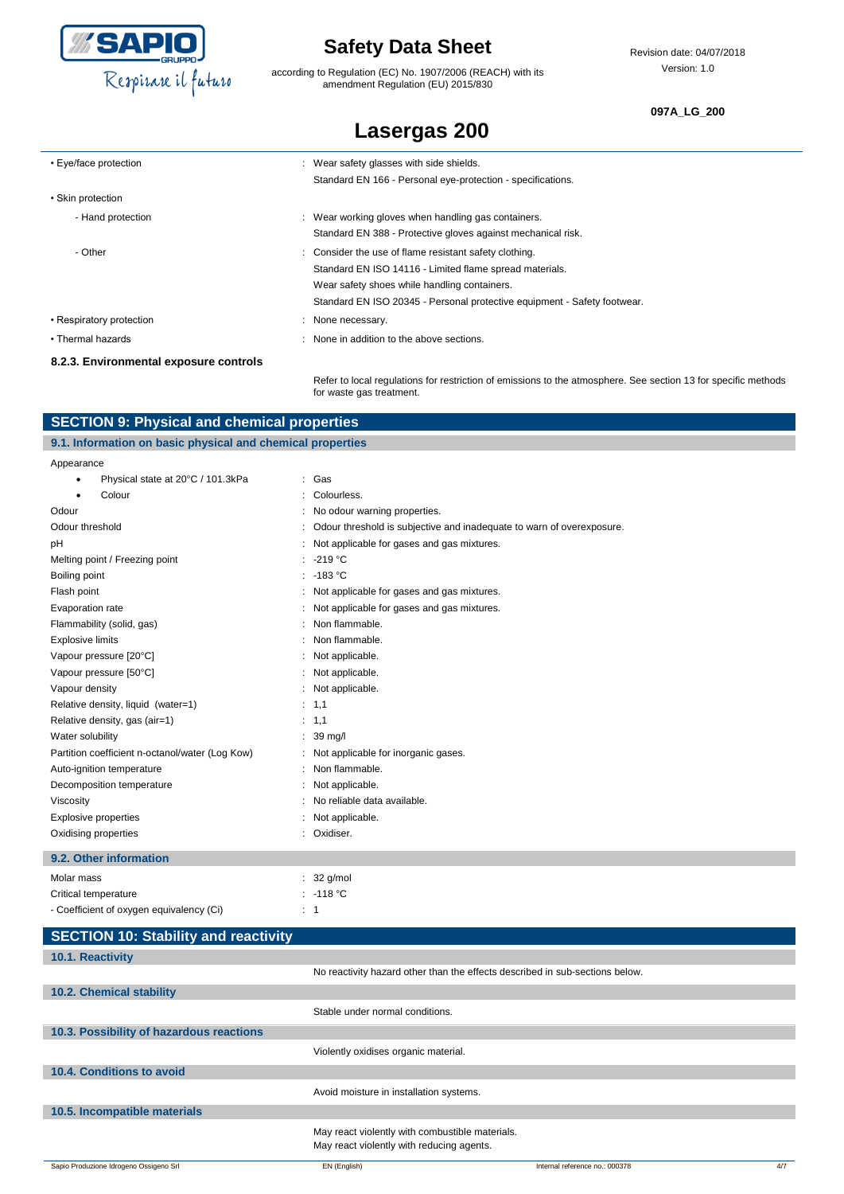| | |
|---|---|
| • Eye/face protection | : Wear safety glasses with side shields. |
| | Standard EN 166 - Personal eye-protection - specifications. |
| • Skin protection | |
| - Hand protection | : Wear working gloves when handling gas containers. |
| | Standard EN 388 - Protective gloves against mechanical risk. |
| - Other | : Consider the use of flame resistant safety clothing. |
| | Standard EN ISO 14116 - Limited flame spread materials. |
| | Wear safety shoes while handling containers. |
| | Standard EN ISO 20345 - Personal protective equipment - Safety footwear. |
| • Respiratory protection | : None necessary. |
| • Thermal hazards | : None in addition to the above sections. |

#### 8.2.3. Environmental exposure controls

Refer to local regulations for restriction of emissions to the atmosphere. See section 13 for specific methods for waste gas treatment.

## SECTION 9: Physical and chemical properties

### 9.1. Information on basic physical and chemical properties

| | |
|---|---|
| Appearance | |
| • Physical state at 20°C / 101.3kPa | : Gas |
| • Colour | : Colourless. |
| Odour | : No odour warning properties. |
| Odour threshold | : Odour threshold is subjective and inadequate to warn of overexposure. |
| pH | : Not applicable for gases and gas mixtures. |
| Melting point / Freezing point | : -219 °C |
| Boiling point | : -183 °C |
| Flash point | : Not applicable for gases and gas mixtures. |
| Evaporation rate | : Not applicable for gases and gas mixtures. |
| Flammability (solid, gas) | : Non flammable. |
| Explosive limits | : Non flammable. |
| Vapour pressure [20°C] | : Not applicable. |
| Vapour pressure [50°C] | : Not applicable. |
| Vapour density | : Not applicable. |
| Relative density, liquid (water=1) | : 1,1 |
| Relative density, gas (air=1) | : 1,1 |
| Water solubility | : 39 mg/l |
| Partition coefficient n-octanol/water (Log Kow) | : Not applicable for inorganic gases. |
| Auto-ignition temperature | : Non flammable. |
| Decomposition temperature | : Not applicable. |
| Viscosity | : No reliable data available. |
| Explosive properties | : Not applicable. |
| Oxidising properties | : Oxidiser. |

### 9.2. Other information

| | |
|---|---|
| Molar mass | : 32 g/mol |
| Critical temperature | : -118 °C |
| - Coefficient of oxygen equivalency (Ci) | : 1 |

## SECTION 10: Stability and reactivity

### 10.1. Reactivity

No reactivity hazard other than the effects described in sub-sections below.

### 10.2. Chemical stability

Stable under normal conditions.

### 10.3. Possibility of hazardous reactions

Violently oxidises organic material.

### 10.4. Conditions to avoid

Avoid moisture in installation systems.

### 10.5. Incompatible materials

May react violently with combustible materials.
May react violently with reducing agents.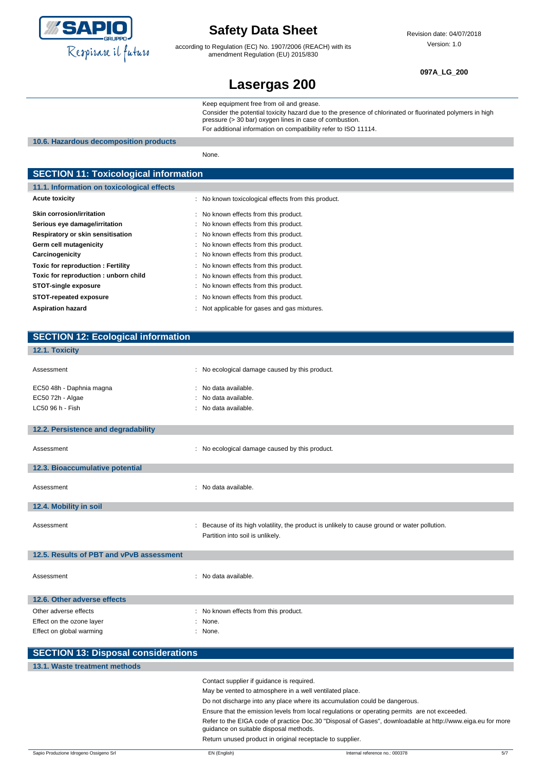Keep equipment free from oil and grease.

Consider the potential toxicity hazard due to the presence of chlorinated or fluorinated polymers in high pressure (> 30 bar) oxygen lines in case of combustion.

For additional information on compatibility refer to ISO 11114.

### 10.6. Hazardous decomposition products

None.

## SECTION 11: Toxicological information

### 11.1. Information on toxicological effects

| | |
|---|---|
| **Acute toxicity** | : No known toxicological effects from this product. |
| **Skin corrosion/irritation** | : No known effects from this product. |
| **Serious eye damage/irritation** | : No known effects from this product. |
| **Respiratory or skin sensitisation** | : No known effects from this product. |
| **Germ cell mutagenicity** | : No known effects from this product. |
| **Carcinogenicity** | : No known effects from this product. |
| **Toxic for reproduction : Fertility** | : No known effects from this product. |
| **Toxic for reproduction : unborn child** | : No known effects from this product. |
| **STOT-single exposure** | : No known effects from this product. |
| **STOT-repeated exposure** | : No known effects from this product. |
| **Aspiration hazard** | : Not applicable for gases and gas mixtures. |

## SECTION 12: Ecological information

### 12.1. Toxicity

| | |
|---|---|
| Assessment | : No ecological damage caused by this product. |
| EC50 48h - Daphnia magna | : No data available. |
| EC50 72h - Algae | : No data available. |
| LC50 96 h - Fish | : No data available. |

### 12.2. Persistence and degradability

| | |
|---|---|
| Assessment | : No ecological damage caused by this product. |

### 12.3. Bioaccumulative potential

| | |
|---|---|
| Assessment | : No data available. |

### 12.4. Mobility in soil

| | |
|---|---|
| Assessment | : Because of its high volatility, the product is unlikely to cause ground or water pollution. Partition into soil is unlikely. |

### 12.5. Results of PBT and vPvB assessment

| | |
|---|---|
| Assessment | : No data available. |

### 12.6. Other adverse effects

| | |
|---|---|
| Other adverse effects | : No known effects from this product. |
| Effect on the ozone layer | : None. |
| Effect on global warming | : None. |

## SECTION 13: Disposal considerations

### 13.1. Waste treatment methods

Contact supplier if guidance is required.

May be vented to atmosphere in a well ventilated place.

Do not discharge into any place where its accumulation could be dangerous.

Ensure that the emission levels from local regulations or operating permits are not exceeded.

Refer to the EIGA code of practice Doc.30 "Disposal of Gases", downloadable at http://www.eiga.eu for more guidance on suitable disposal methods.

Return unused product in original receptacle to supplier.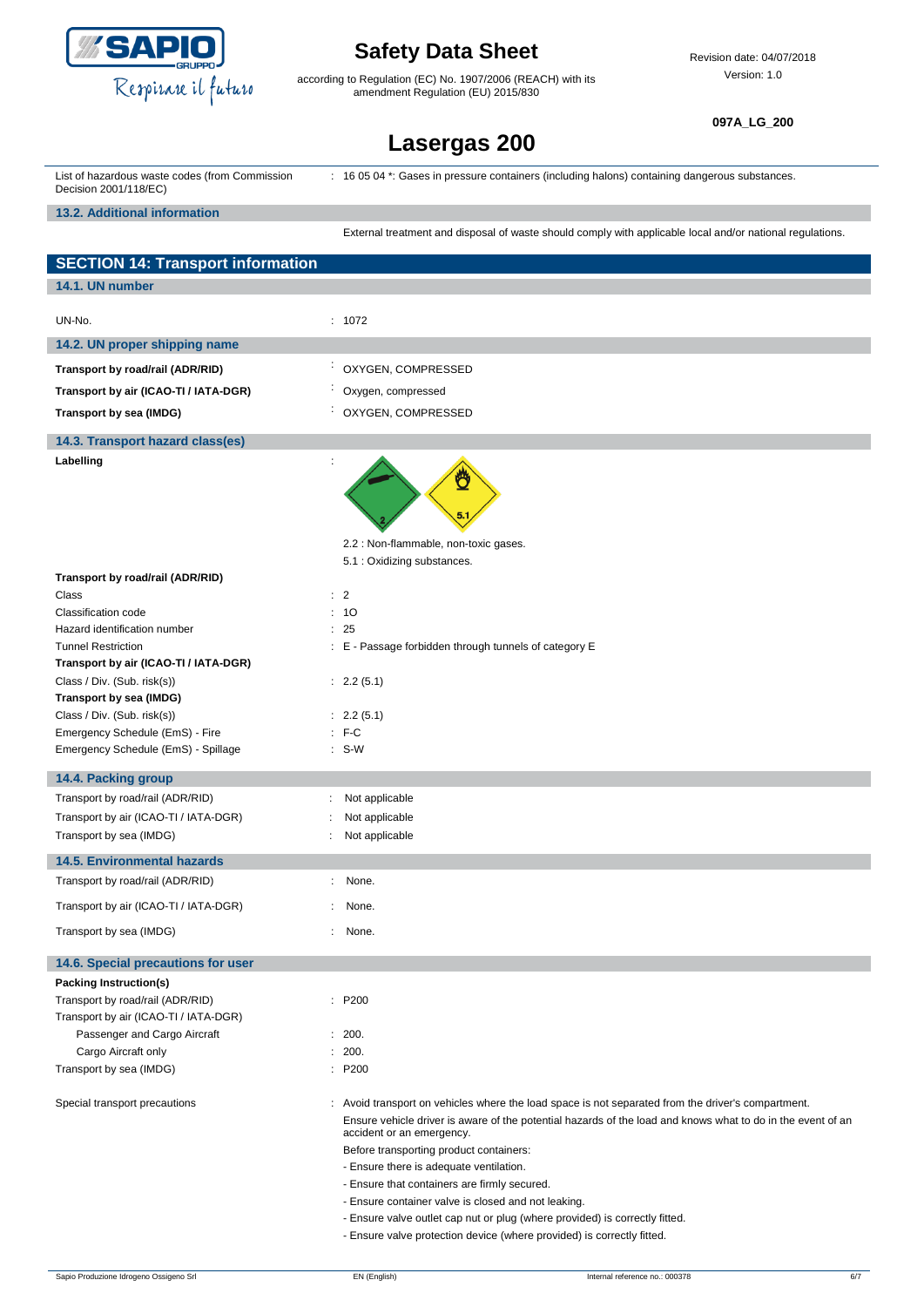List of hazardous waste codes (from Commission Decision 2001/118/EC) : 16 05 04 *: Gases in pressure containers (including halons) containing dangerous substances.

### 13.2. Additional information

External treatment and disposal of waste should comply with applicable local and/or national regulations.

## SECTION 14: Transport information

### 14.1. UN number

| | |
|---|---|
| UN-No. | : 1072 |

### 14.2. UN proper shipping name

| | |
|---|---|
| **Transport by road/rail (ADR/RID)** | : OXYGEN, COMPRESSED |
| **Transport by air (ICAO-TI / IATA-DGR)** | : Oxygen, compressed |
| **Transport by sea (IMDG)** | : OXYGEN, COMPRESSED |

### 14.3. Transport hazard class(es)

**Labelling** :

2.2 : Non-flammable, non-toxic gases.

5.1 : Oxidizing substances.

| | |
|---|---|
| **Transport by road/rail (ADR/RID)** | |
| Class | : 2 |
| Classification code | : 1O |
| Hazard identification number | : 25 |
| Tunnel Restriction | : E - Passage forbidden through tunnels of category E |
| **Transport by air (ICAO-TI / IATA-DGR)** | |
| Class / Div. (Sub. risk(s)) | : 2.2 (5.1) |
| **Transport by sea (IMDG)** | |
| Class / Div. (Sub. risk(s)) | : 2.2 (5.1) |
| Emergency Schedule (EmS) - Fire | : F-C |
| Emergency Schedule (EmS) - Spillage | : S-W |

### 14.4. Packing group

| | |
|---|---|
| Transport by road/rail (ADR/RID) | : Not applicable |
| Transport by air (ICAO-TI / IATA-DGR) | : Not applicable |
| Transport by sea (IMDG) | : Not applicable |

### 14.5. Environmental hazards

| | |
|---|---|
| Transport by road/rail (ADR/RID) | : None. |
| Transport by air (ICAO-TI / IATA-DGR) | : None. |
| Transport by sea (IMDG) | : None. |

### 14.6. Special precautions for user

| | |
|---|---|
| **Packing Instruction(s)** | |
| Transport by road/rail (ADR/RID) | : P200 |
| Transport by air (ICAO-TI / IATA-DGR) | |
| Passenger and Cargo Aircraft | : 200. |
| Cargo Aircraft only | : 200. |
| Transport by sea (IMDG) | : P200 |

Special transport precautions : Avoid transport on vehicles where the load space is not separated from the driver's compartment.

Ensure vehicle driver is aware of the potential hazards of the load and knows what to do in the event of an accident or an emergency.

Before transporting product containers:

- Ensure there is adequate ventilation.
- Ensure that containers are firmly secured.
- Ensure container valve is closed and not leaking.
- Ensure valve outlet cap nut or plug (where provided) is correctly fitted.
- Ensure valve protection device (where provided) is correctly fitted.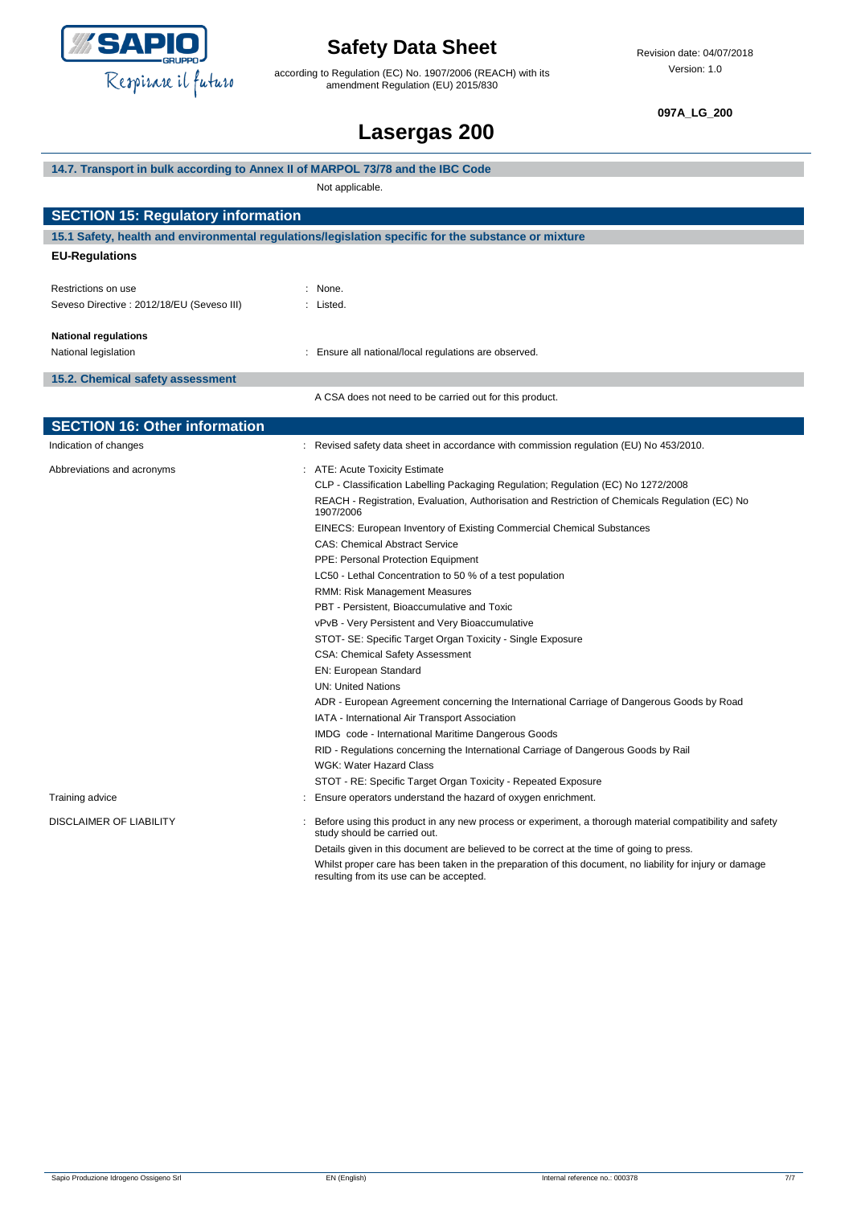### 14.7. Transport in bulk according to Annex II of MARPOL 73/78 and the IBC Code

Not applicable.

## SECTION 15: Regulatory information

### 15.1 Safety, health and environmental regulations/legislation specific for the substance or mixture

**EU-Regulations**

| | |
|---|---|
| Restrictions on use | : None. |
| Seveso Directive : 2012/18/EU (Seveso III) | : Listed. |

**National regulations**

| | |
|---|---|
| National legislation | : Ensure all national/local regulations are observed. |

### 15.2. Chemical safety assessment

A CSA does not need to be carried out for this product.

## SECTION 16: Other information

| | |
|---|---|
| Indication of changes | : Revised safety data sheet in accordance with commission regulation (EU) No 453/2010. |
| Abbreviations and acronyms | : ATE: Acute Toxicity Estimate<br>CLP - Classification Labelling Packaging Regulation; Regulation (EC) No 1272/2008<br>REACH - Registration, Evaluation, Authorisation and Restriction of Chemicals Regulation (EC) No 1907/2006<br>EINECS: European Inventory of Existing Commercial Chemical Substances<br>CAS: Chemical Abstract Service<br>PPE: Personal Protection Equipment<br>LC50 - Lethal Concentration to 50 % of a test population<br>RMM: Risk Management Measures<br>PBT - Persistent, Bioaccumulative and Toxic<br>vPvB - Very Persistent and Very Bioaccumulative<br>STOT- SE: Specific Target Organ Toxicity - Single Exposure<br>CSA: Chemical Safety Assessment<br>EN: European Standard<br>UN: United Nations<br>ADR - European Agreement concerning the International Carriage of Dangerous Goods by Road<br>IATA - International Air Transport Association<br>IMDG code - International Maritime Dangerous Goods<br>RID - Regulations concerning the International Carriage of Dangerous Goods by Rail<br>WGK: Water Hazard Class<br>STOT - RE: Specific Target Organ Toxicity - Repeated Exposure |
| Training advice | : Ensure operators understand the hazard of oxygen enrichment. |
| DISCLAIMER OF LIABILITY | : Before using this product in any new process or experiment, a thorough material compatibility and safety study should be carried out.<br>Details given in this document are believed to be correct at the time of going to press.<br>Whilst proper care has been taken in the preparation of this document, no liability for injury or damage resulting from its use can be accepted. |